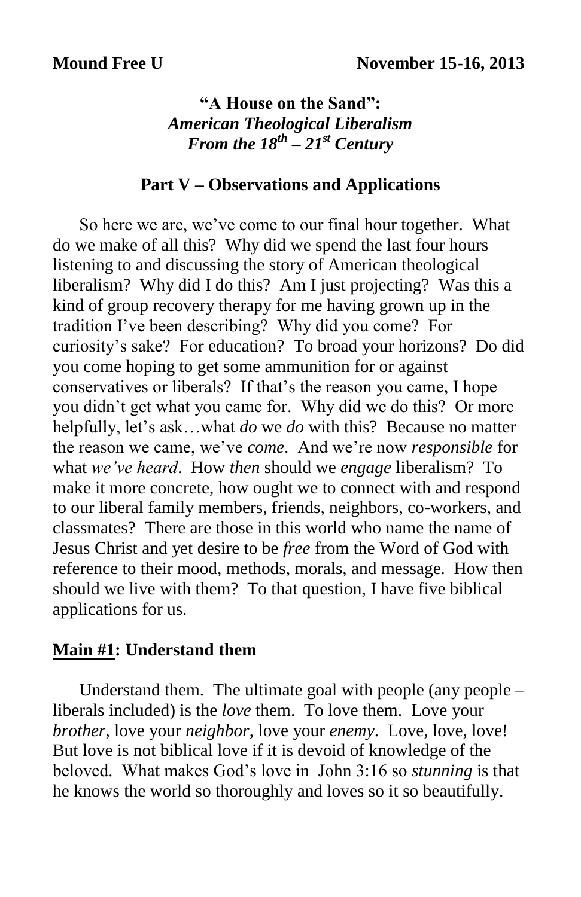**Mound Free U** **November 15-16, 2013**

## "A House on the Sand": *American Theological Liberalism From the 18th – 21st Century*

### Part V – Observations and Applications

So here we are, we've come to our final hour together. What do we make of all this? Why did we spend the last four hours listening to and discussing the story of American theological liberalism? Why did I do this? Am I just projecting? Was this a kind of group recovery therapy for me having grown up in the tradition I've been describing? Why did you come? For curiosity's sake? For education? To broad your horizons? Do did you come hoping to get some ammunition for or against conservatives or liberals? If that's the reason you came, I hope you didn't get what you came for. Why did we do this? Or more helpfully, let's ask…what *do* we *do* with this? Because no matter the reason we came, we've *come*. And we're now *responsible* for what *we've heard*. How *then* should we *engage* liberalism? To make it more concrete, how ought we to connect with and respond to our liberal family members, friends, neighbors, co-workers, and classmates? There are those in this world who name the name of Jesus Christ and yet desire to be *free* from the Word of God with reference to their mood, methods, morals, and message. How then should we live with them? To that question, I have five biblical applications for us.

**<u>Main #1</u>: Understand them**

Understand them. The ultimate goal with people (any people – liberals included) is the *love* them. To love them. Love your *brother*, love your *neighbor*, love your *enemy*. Love, love, love! But love is not biblical love if it is devoid of knowledge of the beloved. What makes God's love in John 3:16 so *stunning* is that he knows the world so thoroughly and loves so it so beautifully.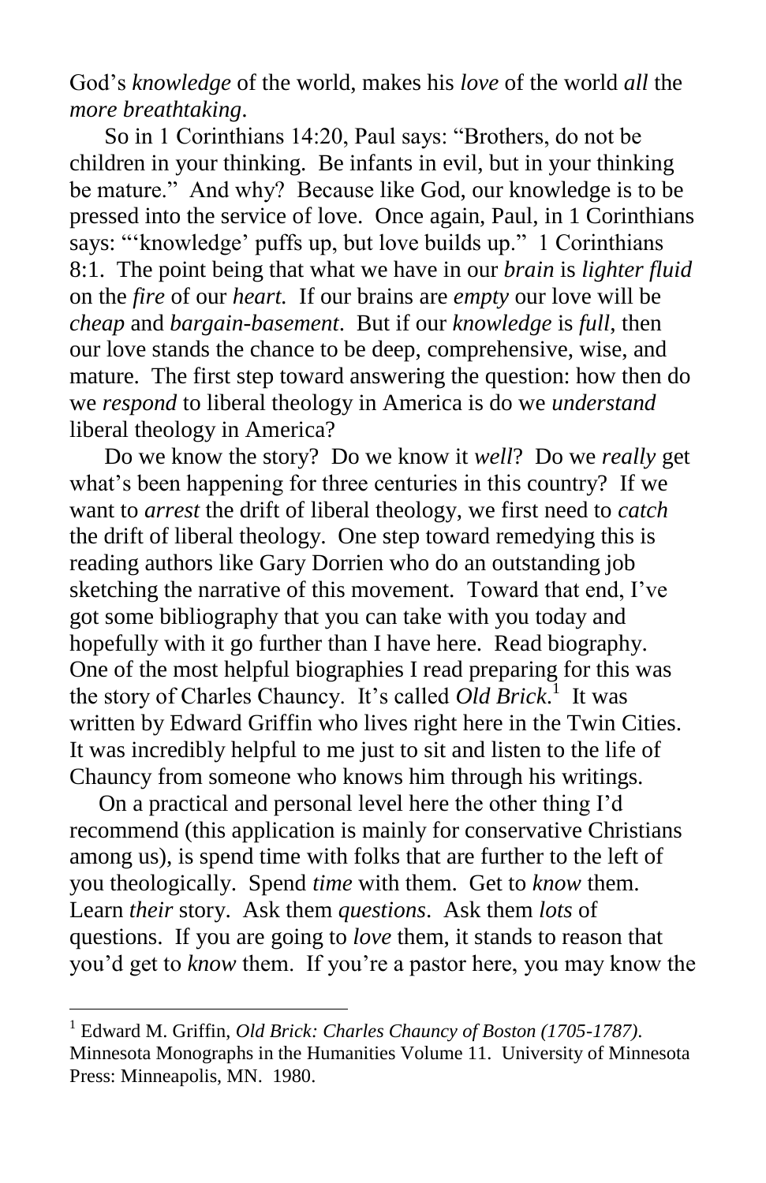God's *knowledge* of the world, makes his *love* of the world *all* the *more breathtaking*.

So in 1 Corinthians 14:20, Paul says: "Brothers, do not be children in your thinking. Be infants in evil, but in your thinking be mature." And why? Because like God, our knowledge is to be pressed into the service of love. Once again, Paul, in 1 Corinthians says: "'knowledge' puffs up, but love builds up." 1 Corinthians 8:1. The point being that what we have in our *brain* is *lighter fluid* on the *fire* of our *heart.* If our brains are *empty* our love will be *cheap* and *bargain-basement*. But if our *knowledge* is *full*, then our love stands the chance to be deep, comprehensive, wise, and mature. The first step toward answering the question: how then do we *respond* to liberal theology in America is do we *understand* liberal theology in America?

Do we know the story? Do we know it *well*? Do we *really* get what's been happening for three centuries in this country? If we want to *arrest* the drift of liberal theology, we first need to *catch* the drift of liberal theology. One step toward remedying this is reading authors like Gary Dorrien who do an outstanding job sketching the narrative of this movement. Toward that end, I've got some bibliography that you can take with you today and hopefully with it go further than I have here. Read biography. One of the most helpful biographies I read preparing for this was the story of Charles Chauncy. It's called *Old Brick*.[1] It was written by Edward Griffin who lives right here in the Twin Cities. It was incredibly helpful to me just to sit and listen to the life of Chauncy from someone who knows him through his writings.

On a practical and personal level here the other thing I'd recommend (this application is mainly for conservative Christians among us), is spend time with folks that are further to the left of you theologically. Spend *time* with them. Get to *know* them. Learn *their* story. Ask them *questions*. Ask them *lots* of questions. If you are going to *love* them, it stands to reason that you'd get to *know* them. If you're a pastor here, you may know the

[1] Edward M. Griffin, *Old Brick: Charles Chauncy of Boston (1705-1787)*. Minnesota Monographs in the Humanities Volume 11. University of Minnesota Press: Minneapolis, MN. 1980.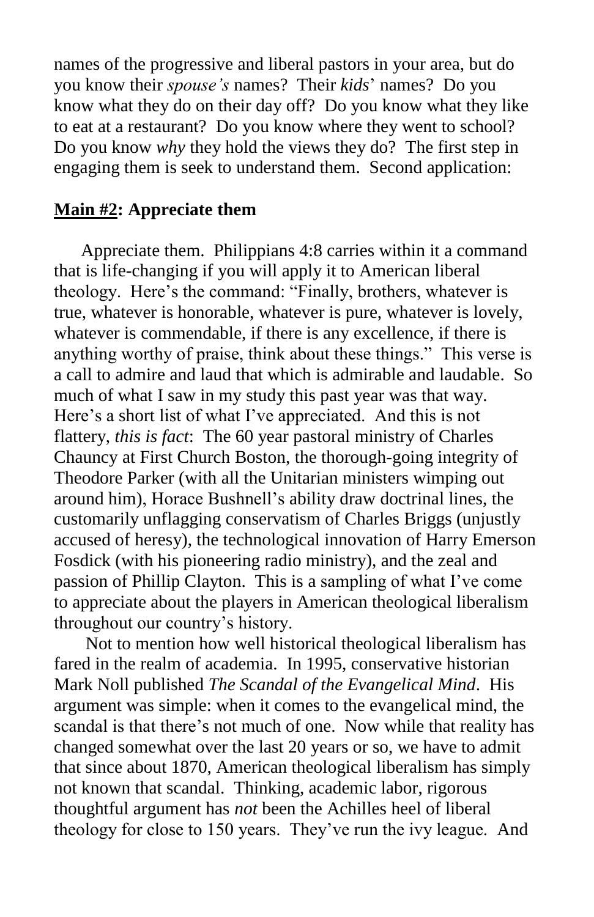names of the progressive and liberal pastors in your area, but do you know their *spouse's* names? Their *kids*' names? Do you know what they do on their day off? Do you know what they like to eat at a restaurant? Do you know where they went to school? Do you know *why* they hold the views they do? The first step in engaging them is seek to understand them. Second application:

**<u>Main #2</u>: Appreciate them**

Appreciate them. Philippians 4:8 carries within it a command that is life-changing if you will apply it to American liberal theology. Here's the command: "Finally, brothers, whatever is true, whatever is honorable, whatever is pure, whatever is lovely, whatever is commendable, if there is any excellence, if there is anything worthy of praise, think about these things." This verse is a call to admire and laud that which is admirable and laudable. So much of what I saw in my study this past year was that way. Here's a short list of what I've appreciated. And this is not flattery, *this is fact*: The 60 year pastoral ministry of Charles Chauncy at First Church Boston, the thorough-going integrity of Theodore Parker (with all the Unitarian ministers wimping out around him), Horace Bushnell's ability draw doctrinal lines, the customarily unflagging conservatism of Charles Briggs (unjustly accused of heresy), the technological innovation of Harry Emerson Fosdick (with his pioneering radio ministry), and the zeal and passion of Phillip Clayton. This is a sampling of what I've come to appreciate about the players in American theological liberalism throughout our country's history.

Not to mention how well historical theological liberalism has fared in the realm of academia. In 1995, conservative historian Mark Noll published *The Scandal of the Evangelical Mind*. His argument was simple: when it comes to the evangelical mind, the scandal is that there's not much of one. Now while that reality has changed somewhat over the last 20 years or so, we have to admit that since about 1870, American theological liberalism has simply not known that scandal. Thinking, academic labor, rigorous thoughtful argument has *not* been the Achilles heel of liberal theology for close to 150 years. They've run the ivy league. And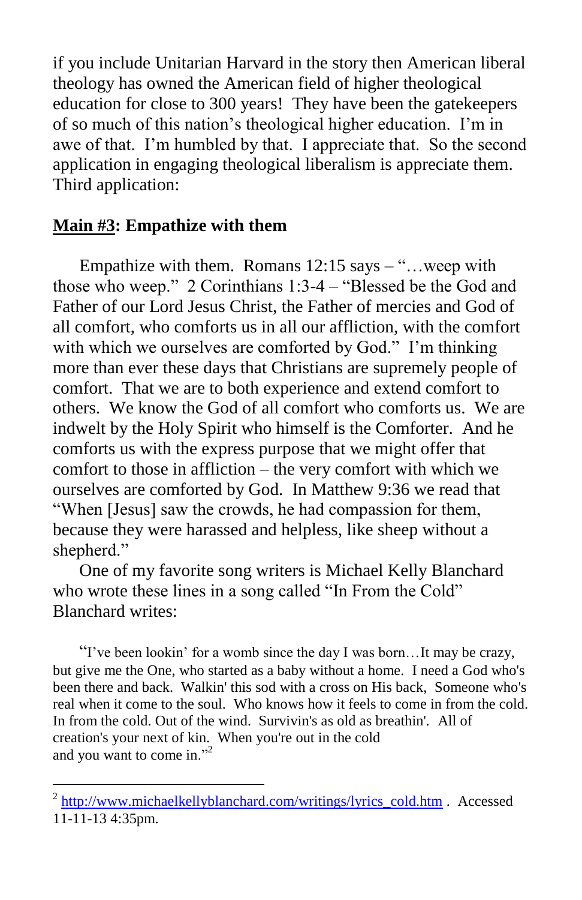if you include Unitarian Harvard in the story then American liberal theology has owned the American field of higher theological education for close to 300 years! They have been the gatekeepers of so much of this nation's theological higher education. I'm in awe of that. I'm humbled by that. I appreciate that. So the second application in engaging theological liberalism is appreciate them. Third application:

**<u>Main #3</u>: Empathize with them**

Empathize with them. Romans 12:15 says – "…weep with those who weep." 2 Corinthians 1:3-4 – "Blessed be the God and Father of our Lord Jesus Christ, the Father of mercies and God of all comfort, who comforts us in all our affliction, with the comfort with which we ourselves are comforted by God." I'm thinking more than ever these days that Christians are supremely people of comfort. That we are to both experience and extend comfort to others. We know the God of all comfort who comforts us. We are indwelt by the Holy Spirit who himself is the Comforter. And he comforts us with the express purpose that we might offer that comfort to those in affliction – the very comfort with which we ourselves are comforted by God. In Matthew 9:36 we read that "When [Jesus] saw the crowds, he had compassion for them, because they were harassed and helpless, like sheep without a shepherd."

One of my favorite song writers is Michael Kelly Blanchard who wrote these lines in a song called "In From the Cold" Blanchard writes:

> "I've been lookin' for a womb since the day I was born…It may be crazy, but give me the One, who started as a baby without a home. I need a God who's been there and back. Walkin' this sod with a cross on His back, Someone who's real when it come to the soul. Who knows how it feels to come in from the cold. In from the cold. Out of the wind. Survivin's as old as breathin'. All of creation's your next of kin. When you're out in the cold and you want to come in."[2]

---

[2] http://www.michaelkellyblanchard.com/writings/lyrics_cold.htm . Accessed 11-11-13 4:35pm.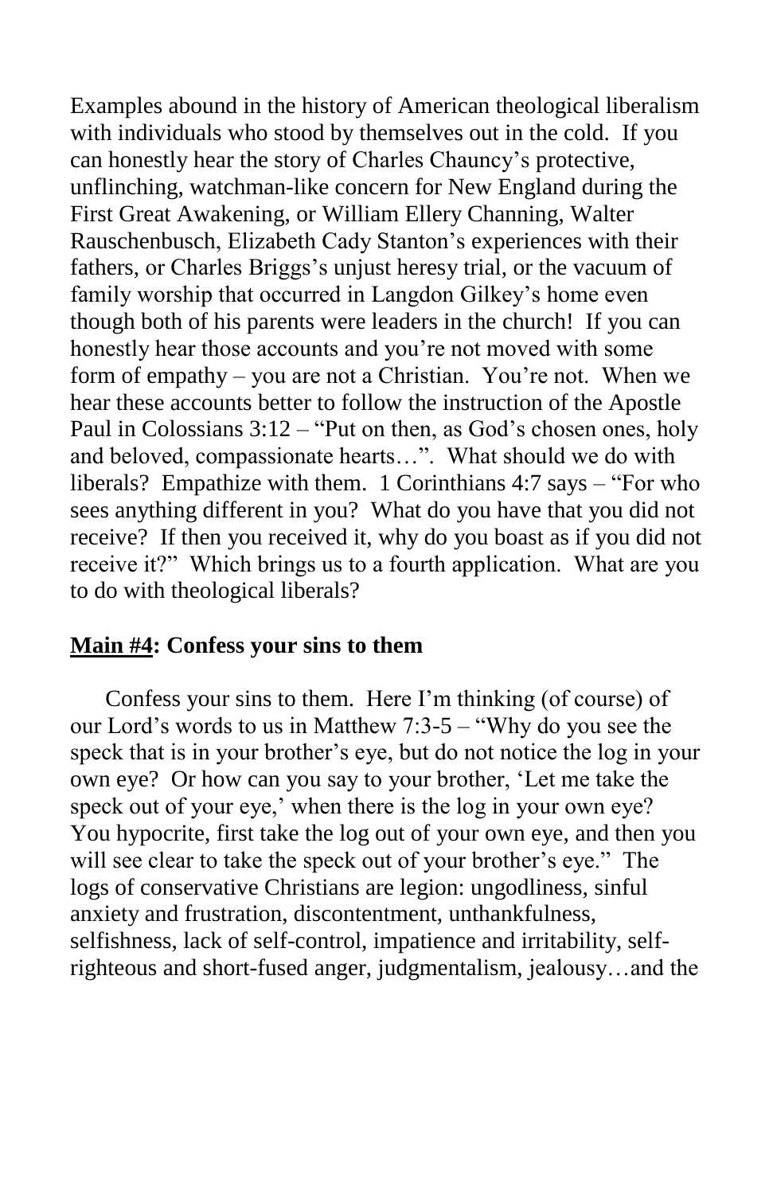Examples abound in the history of American theological liberalism with individuals who stood by themselves out in the cold. If you can honestly hear the story of Charles Chauncy's protective, unflinching, watchman-like concern for New England during the First Great Awakening, or William Ellery Channing, Walter Rauschenbusch, Elizabeth Cady Stanton's experiences with their fathers, or Charles Briggs's unjust heresy trial, or the vacuum of family worship that occurred in Langdon Gilkey's home even though both of his parents were leaders in the church! If you can honestly hear those accounts and you're not moved with some form of empathy – you are not a Christian. You're not. When we hear these accounts better to follow the instruction of the Apostle Paul in Colossians 3:12 – "Put on then, as God's chosen ones, holy and beloved, compassionate hearts…". What should we do with liberals? Empathize with them. 1 Corinthians 4:7 says – "For who sees anything different in you? What do you have that you did not receive? If then you received it, why do you boast as if you did not receive it?" Which brings us to a fourth application. What are you to do with theological liberals?

**<u>Main #4</u>: Confess your sins to them**

Confess your sins to them. Here I'm thinking (of course) of our Lord's words to us in Matthew 7:3-5 – "Why do you see the speck that is in your brother's eye, but do not notice the log in your own eye? Or how can you say to your brother, 'Let me take the speck out of your eye,' when there is the log in your own eye? You hypocrite, first take the log out of your own eye, and then you will see clear to take the speck out of your brother's eye." The logs of conservative Christians are legion: ungodliness, sinful anxiety and frustration, discontentment, unthankfulness, selfishness, lack of self-control, impatience and irritability, self-righteous and short-fused anger, judgmentalism, jealousy…and the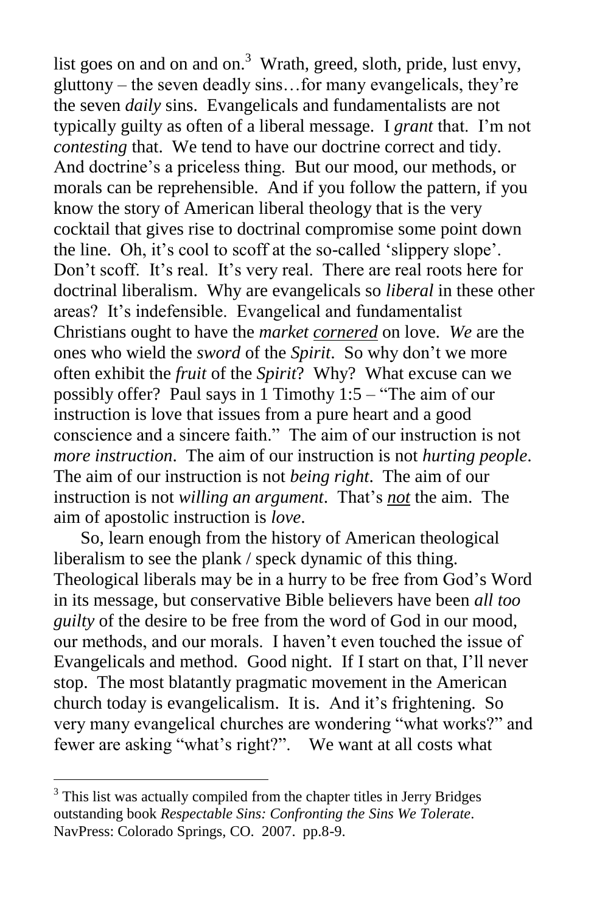list goes on and on and on.[3] Wrath, greed, sloth, pride, lust envy, gluttony – the seven deadly sins…for many evangelicals, they're the seven *daily* sins. Evangelicals and fundamentalists are not typically guilty as often of a liberal message. I *grant* that. I'm not *contesting* that. We tend to have our doctrine correct and tidy. And doctrine's a priceless thing. But our mood, our methods, or morals can be reprehensible. And if you follow the pattern, if you know the story of American liberal theology that is the very cocktail that gives rise to doctrinal compromise some point down the line. Oh, it's cool to scoff at the so-called 'slippery slope'. Don't scoff. It's real. It's very real. There are real roots here for doctrinal liberalism. Why are evangelicals so *liberal* in these other areas? It's indefensible. Evangelical and fundamentalist Christians ought to have the *market cornered* on love. *We* are the ones who wield the *sword* of the *Spirit*. So why don't we more often exhibit the *fruit* of the *Spirit*? Why? What excuse can we possibly offer? Paul says in 1 Timothy 1:5 – "The aim of our instruction is love that issues from a pure heart and a good conscience and a sincere faith." The aim of our instruction is not *more instruction*. The aim of our instruction is not *hurting people*. The aim of our instruction is not *being right*. The aim of our instruction is not *willing an argument*. That's ***not*** the aim. The aim of apostolic instruction is *love*.

So, learn enough from the history of American theological liberalism to see the plank / speck dynamic of this thing. Theological liberals may be in a hurry to be free from God's Word in its message, but conservative Bible believers have been *all too guilty* of the desire to be free from the word of God in our mood, our methods, and our morals. I haven't even touched the issue of Evangelicals and method. Good night. If I start on that, I'll never stop. The most blatantly pragmatic movement in the American church today is evangelicalism. It is. And it's frightening. So very many evangelical churches are wondering "what works?" and fewer are asking "what's right?". We want at all costs what

[3] This list was actually compiled from the chapter titles in Jerry Bridges outstanding book *Respectable Sins: Confronting the Sins We Tolerate*. NavPress: Colorado Springs, CO. 2007. pp.8-9.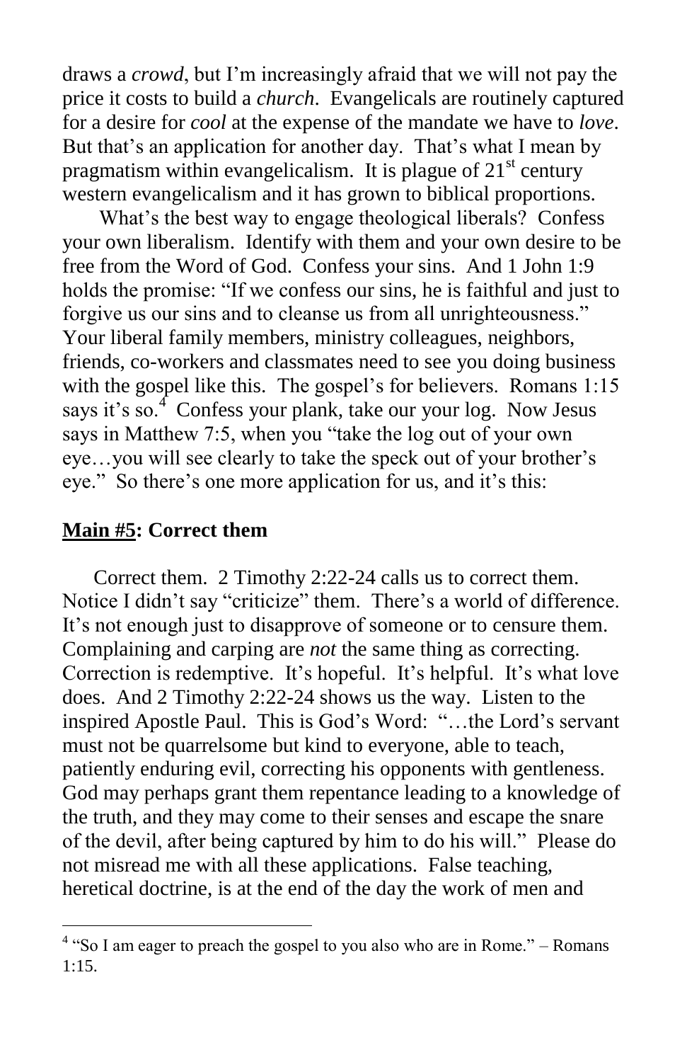draws a *crowd*, but I'm increasingly afraid that we will not pay the price it costs to build a *church*. Evangelicals are routinely captured for a desire for *cool* at the expense of the mandate we have to *love*. But that's an application for another day. That's what I mean by pragmatism within evangelicalism. It is plague of 21st century western evangelicalism and it has grown to biblical proportions.

What's the best way to engage theological liberals? Confess your own liberalism. Identify with them and your own desire to be free from the Word of God. Confess your sins. And 1 John 1:9 holds the promise: "If we confess our sins, he is faithful and just to forgive us our sins and to cleanse us from all unrighteousness." Your liberal family members, ministry colleagues, neighbors, friends, co-workers and classmates need to see you doing business with the gospel like this. The gospel's for believers. Romans 1:15 says it's so.[4] Confess your plank, take our your log. Now Jesus says in Matthew 7:5, when you "take the log out of your own eye…you will see clearly to take the speck out of your brother's eye." So there's one more application for us, and it's this:

**Main #5: Correct them**

Correct them. 2 Timothy 2:22-24 calls us to correct them. Notice I didn't say "criticize" them. There's a world of difference. It's not enough just to disapprove of someone or to censure them. Complaining and carping are *not* the same thing as correcting. Correction is redemptive. It's hopeful. It's helpful. It's what love does. And 2 Timothy 2:22-24 shows us the way. Listen to the inspired Apostle Paul. This is God's Word: "…the Lord's servant must not be quarrelsome but kind to everyone, able to teach, patiently enduring evil, correcting his opponents with gentleness. God may perhaps grant them repentance leading to a knowledge of the truth, and they may come to their senses and escape the snare of the devil, after being captured by him to do his will." Please do not misread me with all these applications. False teaching, heretical doctrine, is at the end of the day the work of men and

[4] "So I am eager to preach the gospel to you also who are in Rome." – Romans 1:15.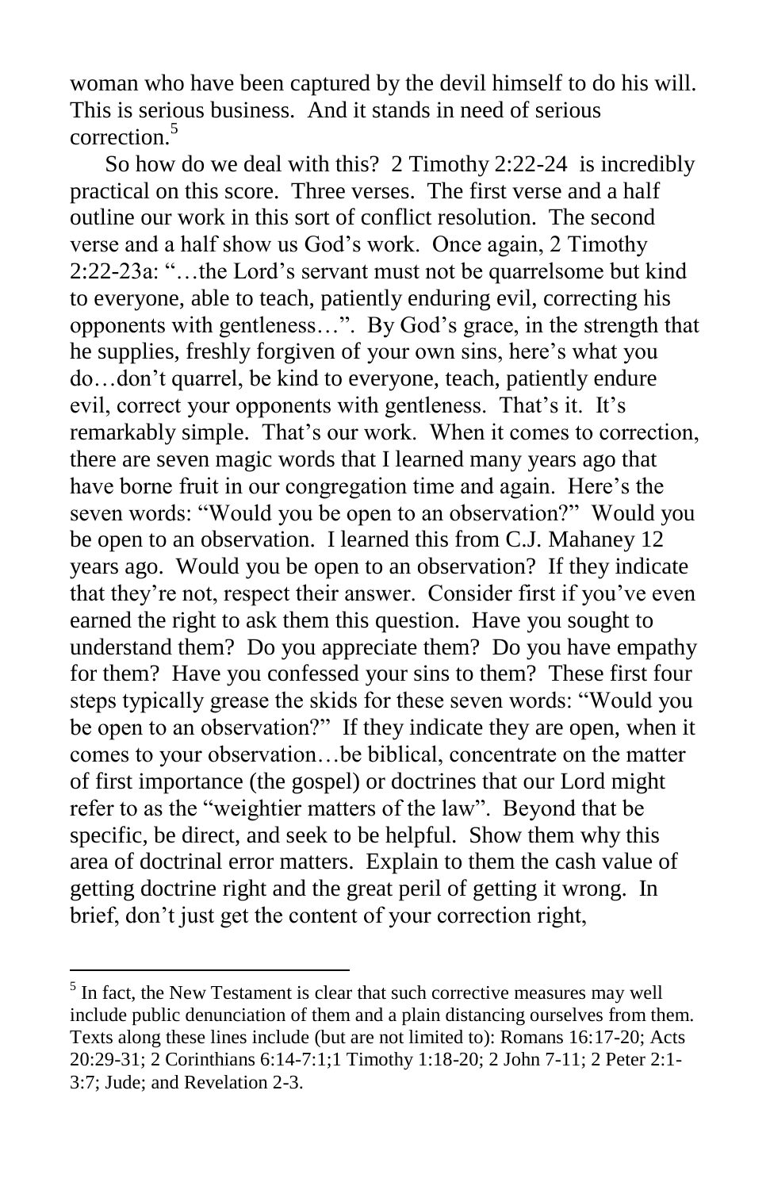woman who have been captured by the devil himself to do his will. This is serious business. And it stands in need of serious correction.[5]

So how do we deal with this? 2 Timothy 2:22-24 is incredibly practical on this score. Three verses. The first verse and a half outline our work in this sort of conflict resolution. The second verse and a half show us God's work. Once again, 2 Timothy 2:22-23a: "…the Lord's servant must not be quarrelsome but kind to everyone, able to teach, patiently enduring evil, correcting his opponents with gentleness…". By God's grace, in the strength that he supplies, freshly forgiven of your own sins, here's what you do…don't quarrel, be kind to everyone, teach, patiently endure evil, correct your opponents with gentleness. That's it. It's remarkably simple. That's our work. When it comes to correction, there are seven magic words that I learned many years ago that have borne fruit in our congregation time and again. Here's the seven words: "Would you be open to an observation?" Would you be open to an observation. I learned this from C.J. Mahaney 12 years ago. Would you be open to an observation? If they indicate that they're not, respect their answer. Consider first if you've even earned the right to ask them this question. Have you sought to understand them? Do you appreciate them? Do you have empathy for them? Have you confessed your sins to them? These first four steps typically grease the skids for these seven words: "Would you be open to an observation?" If they indicate they are open, when it comes to your observation…be biblical, concentrate on the matter of first importance (the gospel) or doctrines that our Lord might refer to as the "weightier matters of the law". Beyond that be specific, be direct, and seek to be helpful. Show them why this area of doctrinal error matters. Explain to them the cash value of getting doctrine right and the great peril of getting it wrong. In brief, don't just get the content of your correction right,

---

[5] In fact, the New Testament is clear that such corrective measures may well include public denunciation of them and a plain distancing ourselves from them. Texts along these lines include (but are not limited to): Romans 16:17-20; Acts 20:29-31; 2 Corinthians 6:14-7:1;1 Timothy 1:18-20; 2 John 7-11; 2 Peter 2:1-3:7; Jude; and Revelation 2-3.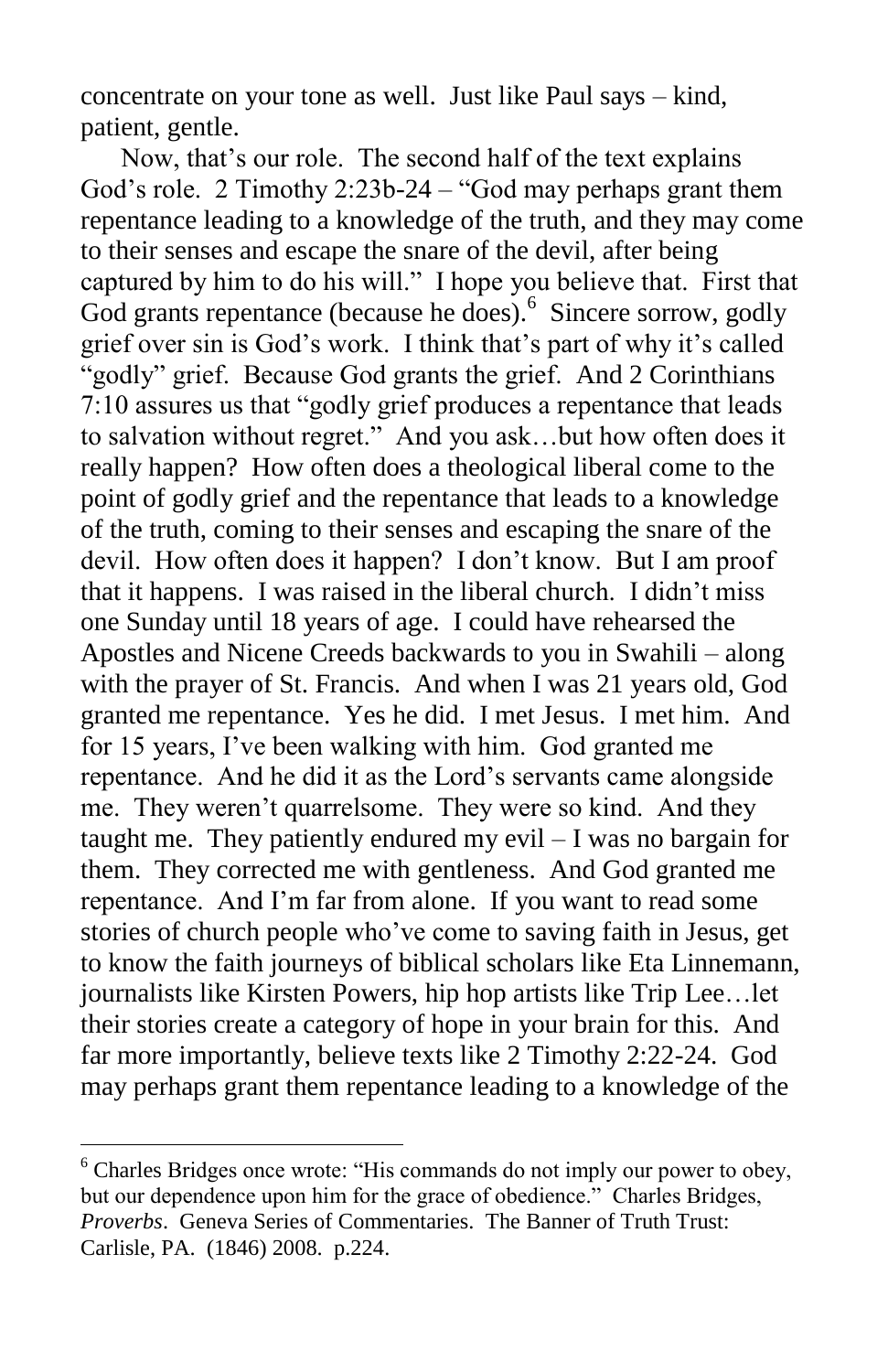concentrate on your tone as well. Just like Paul says – kind, patient, gentle.

Now, that's our role. The second half of the text explains God's role. 2 Timothy 2:23b-24 – "God may perhaps grant them repentance leading to a knowledge of the truth, and they may come to their senses and escape the snare of the devil, after being captured by him to do his will." I hope you believe that. First that God grants repentance (because he does).[6] Sincere sorrow, godly grief over sin is God's work. I think that's part of why it's called "godly" grief. Because God grants the grief. And 2 Corinthians 7:10 assures us that "godly grief produces a repentance that leads to salvation without regret." And you ask…but how often does it really happen? How often does a theological liberal come to the point of godly grief and the repentance that leads to a knowledge of the truth, coming to their senses and escaping the snare of the devil. How often does it happen? I don't know. But I am proof that it happens. I was raised in the liberal church. I didn't miss one Sunday until 18 years of age. I could have rehearsed the Apostles and Nicene Creeds backwards to you in Swahili – along with the prayer of St. Francis. And when I was 21 years old, God granted me repentance. Yes he did. I met Jesus. I met him. And for 15 years, I've been walking with him. God granted me repentance. And he did it as the Lord's servants came alongside me. They weren't quarrelsome. They were so kind. And they taught me. They patiently endured my evil – I was no bargain for them. They corrected me with gentleness. And God granted me repentance. And I'm far from alone. If you want to read some stories of church people who've come to saving faith in Jesus, get to know the faith journeys of biblical scholars like Eta Linnemann, journalists like Kirsten Powers, hip hop artists like Trip Lee…let their stories create a category of hope in your brain for this. And far more importantly, believe texts like 2 Timothy 2:22-24. God may perhaps grant them repentance leading to a knowledge of the

---

[6] Charles Bridges once wrote: "His commands do not imply our power to obey, but our dependence upon him for the grace of obedience." Charles Bridges, *Proverbs*. Geneva Series of Commentaries. The Banner of Truth Trust: Carlisle, PA. (1846) 2008. p.224.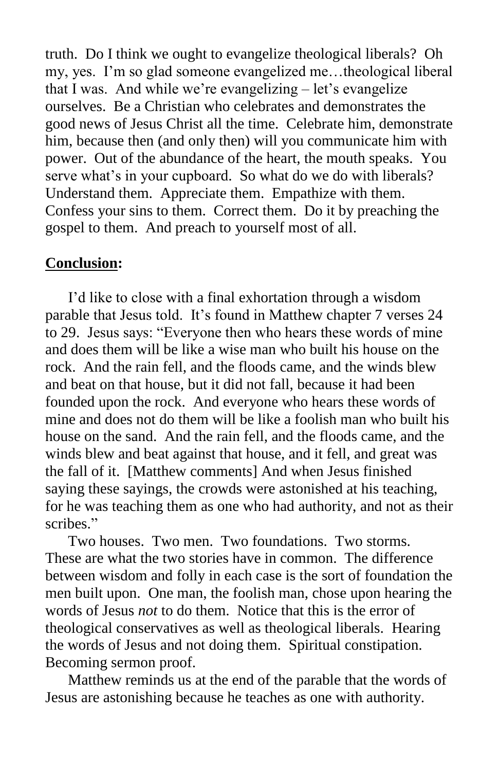truth. Do I think we ought to evangelize theological liberals? Oh my, yes. I'm so glad someone evangelized me…theological liberal that I was. And while we're evangelizing – let's evangelize ourselves. Be a Christian who celebrates and demonstrates the good news of Jesus Christ all the time. Celebrate him, demonstrate him, because then (and only then) will you communicate him with power. Out of the abundance of the heart, the mouth speaks. You serve what's in your cupboard. So what do we do with liberals? Understand them. Appreciate them. Empathize with them. Confess your sins to them. Correct them. Do it by preaching the gospel to them. And preach to yourself most of all.

**<u>Conclusion</u>:**

I'd like to close with a final exhortation through a wisdom parable that Jesus told. It's found in Matthew chapter 7 verses 24 to 29. Jesus says: "Everyone then who hears these words of mine and does them will be like a wise man who built his house on the rock. And the rain fell, and the floods came, and the winds blew and beat on that house, but it did not fall, because it had been founded upon the rock. And everyone who hears these words of mine and does not do them will be like a foolish man who built his house on the sand. And the rain fell, and the floods came, and the winds blew and beat against that house, and it fell, and great was the fall of it. [Matthew comments] And when Jesus finished saying these sayings, the crowds were astonished at his teaching, for he was teaching them as one who had authority, and not as their scribes."

Two houses. Two men. Two foundations. Two storms. These are what the two stories have in common. The difference between wisdom and folly in each case is the sort of foundation the men built upon. One man, the foolish man, chose upon hearing the words of Jesus *not* to do them. Notice that this is the error of theological conservatives as well as theological liberals. Hearing the words of Jesus and not doing them. Spiritual constipation. Becoming sermon proof.

Matthew reminds us at the end of the parable that the words of Jesus are astonishing because he teaches as one with authority.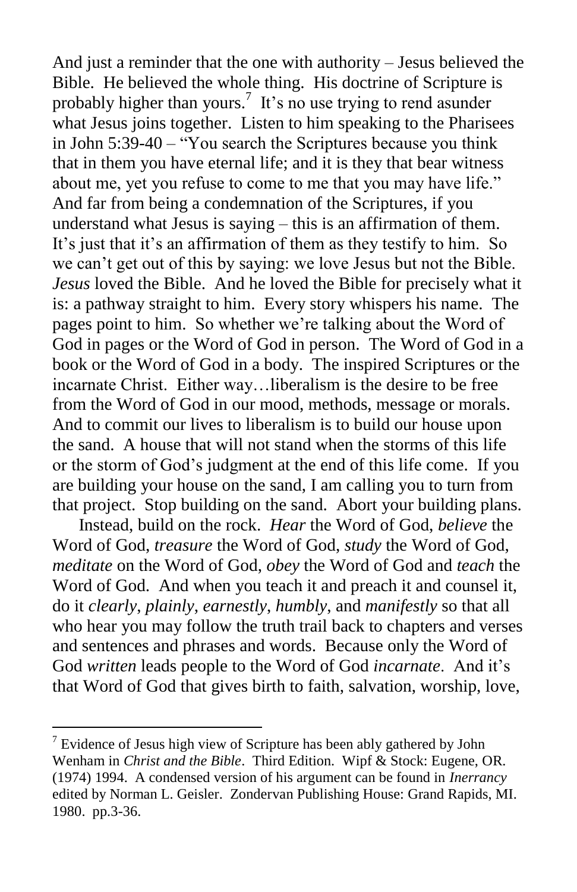And just a reminder that the one with authority – Jesus believed the Bible. He believed the whole thing. His doctrine of Scripture is probably higher than yours.[7] It's no use trying to rend asunder what Jesus joins together. Listen to him speaking to the Pharisees in John 5:39-40 – "You search the Scriptures because you think that in them you have eternal life; and it is they that bear witness about me, yet you refuse to come to me that you may have life." And far from being a condemnation of the Scriptures, if you understand what Jesus is saying – this is an affirmation of them. It's just that it's an affirmation of them as they testify to him. So we can't get out of this by saying: we love Jesus but not the Bible. *Jesus* loved the Bible. And he loved the Bible for precisely what it is: a pathway straight to him. Every story whispers his name. The pages point to him. So whether we're talking about the Word of God in pages or the Word of God in person. The Word of God in a book or the Word of God in a body. The inspired Scriptures or the incarnate Christ. Either way…liberalism is the desire to be free from the Word of God in our mood, methods, message or morals. And to commit our lives to liberalism is to build our house upon the sand. A house that will not stand when the storms of this life or the storm of God's judgment at the end of this life come. If you are building your house on the sand, I am calling you to turn from that project. Stop building on the sand. Abort your building plans.

Instead, build on the rock. *Hear* the Word of God, *believe* the Word of God, *treasure* the Word of God, *study* the Word of God, *meditate* on the Word of God, *obey* the Word of God and *teach* the Word of God. And when you teach it and preach it and counsel it, do it *clearly*, *plainly*, *earnestly*, *humbly*, and *manifestly* so that all who hear you may follow the truth trail back to chapters and verses and sentences and phrases and words. Because only the Word of God *written* leads people to the Word of God *incarnate*. And it's that Word of God that gives birth to faith, salvation, worship, love,

---

[7] Evidence of Jesus high view of Scripture has been ably gathered by John Wenham in *Christ and the Bible*. Third Edition. Wipf & Stock: Eugene, OR. (1974) 1994. A condensed version of his argument can be found in *Inerrancy* edited by Norman L. Geisler. Zondervan Publishing House: Grand Rapids, MI. 1980. pp.3-36.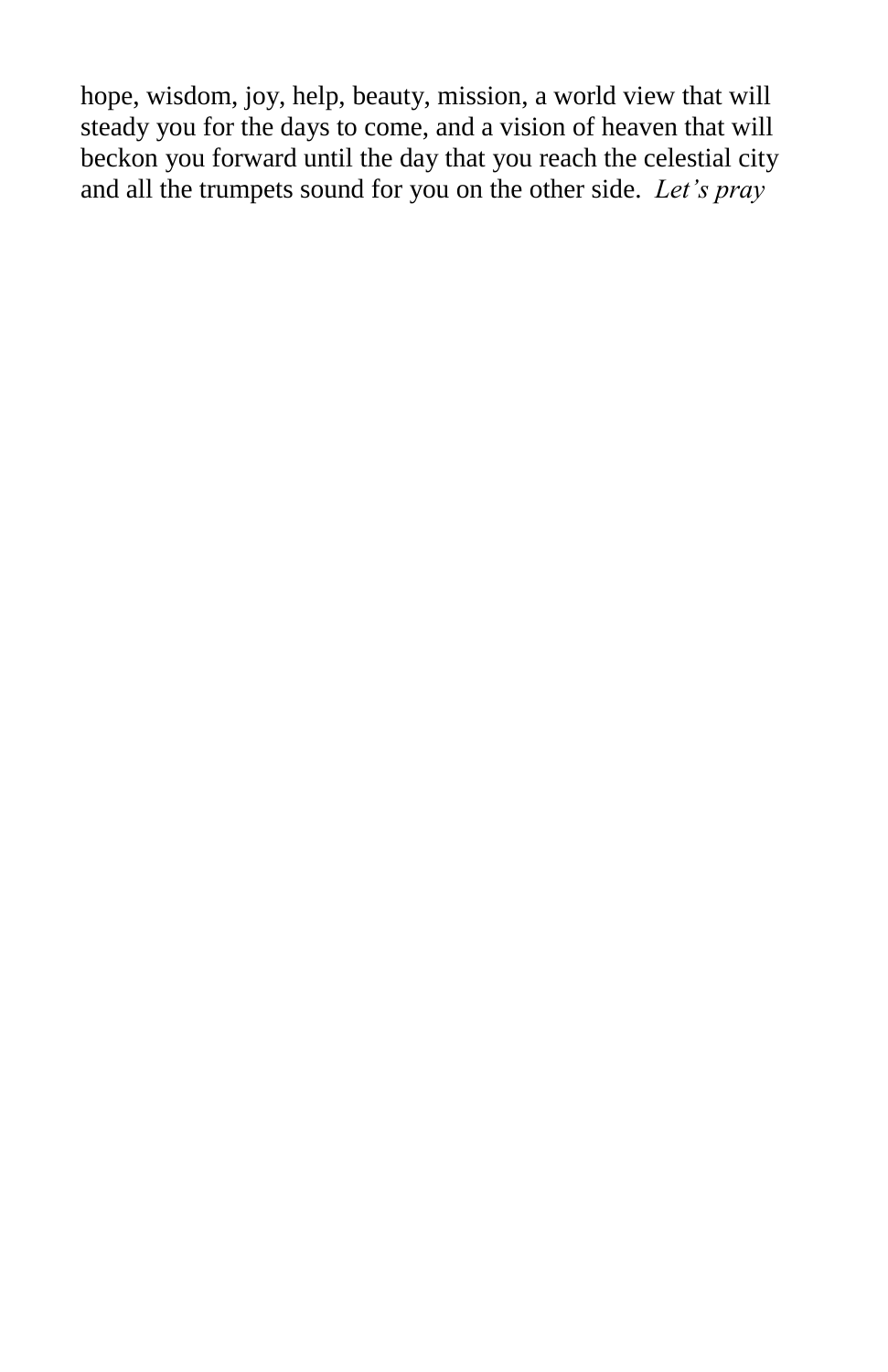hope, wisdom, joy, help, beauty, mission, a world view that will steady you for the days to come, and a vision of heaven that will beckon you forward until the day that you reach the celestial city and all the trumpets sound for you on the other side. *Let's pray*